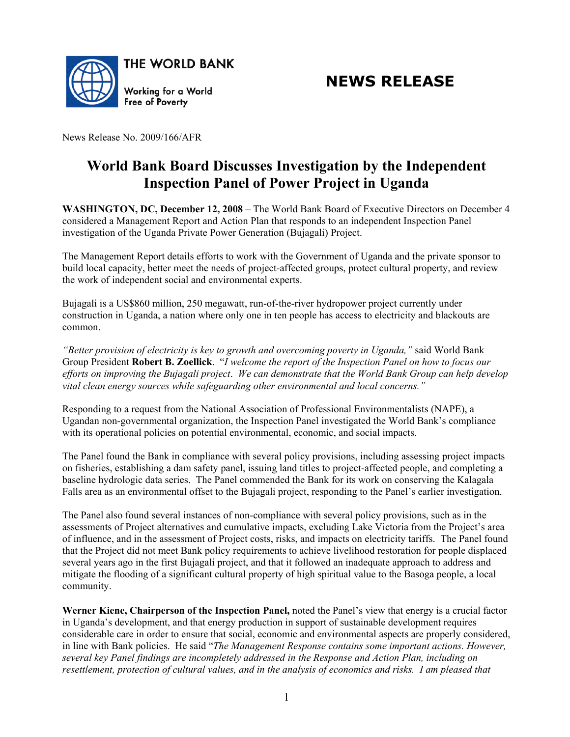THE WORLD BANK

Working for a World Free of Poverty

# NEWS RELEASE

News Release No. 2009/166/AFR

## World Bank Board Discusses Investigation by the Independent Inspection Panel of Power Project in Uganda

**WASHINGTON, DC, December 12, 2008** – The World Bank Board of Executive Directors on December 4 considered a Management Report and Action Plan that responds to an independent Inspection Panel investigation of the Uganda Private Power Generation (Bujagali) Project.

The Management Report details efforts to work with the Government of Uganda and the private sponsor to build local capacity, better meet the needs of project-affected groups, protect cultural property, and review the work of independent social and environmental experts.

Bujagali is a US$860 million, 250 megawatt, run-of-the-river hydropower project currently under construction in Uganda, a nation where only one in ten people has access to electricity and blackouts are common.

*"Better provision of electricity is key to growth and overcoming poverty in Uganda,"* said World Bank Group President **Robert B. Zoellick**. "*I welcome the report of the Inspection Panel on how to focus our efforts on improving the Bujagali project. We can demonstrate that the World Bank Group can help develop vital clean energy sources while safeguarding other environmental and local concerns."*

Responding to a request from the National Association of Professional Environmentalists (NAPE), a Ugandan non-governmental organization, the Inspection Panel investigated the World Bank's compliance with its operational policies on potential environmental, economic, and social impacts.

The Panel found the Bank in compliance with several policy provisions, including assessing project impacts on fisheries, establishing a dam safety panel, issuing land titles to project-affected people, and completing a baseline hydrologic data series. The Panel commended the Bank for its work on conserving the Kalagala Falls area as an environmental offset to the Bujagali project, responding to the Panel's earlier investigation.

The Panel also found several instances of non-compliance with several policy provisions, such as in the assessments of Project alternatives and cumulative impacts, excluding Lake Victoria from the Project's area of influence, and in the assessment of Project costs, risks, and impacts on electricity tariffs. The Panel found that the Project did not meet Bank policy requirements to achieve livelihood restoration for people displaced several years ago in the first Bujagali project, and that it followed an inadequate approach to address and mitigate the flooding of a significant cultural property of high spiritual value to the Basoga people, a local community.

**Werner Kiene, Chairperson of the Inspection Panel,** noted the Panel's view that energy is a crucial factor in Uganda's development, and that energy production in support of sustainable development requires considerable care in order to ensure that social, economic and environmental aspects are properly considered, in line with Bank policies. He said "*The Management Response contains some important actions. However, several key Panel findings are incompletely addressed in the Response and Action Plan, including on resettlement, protection of cultural values, and in the analysis of economics and risks. I am pleased that*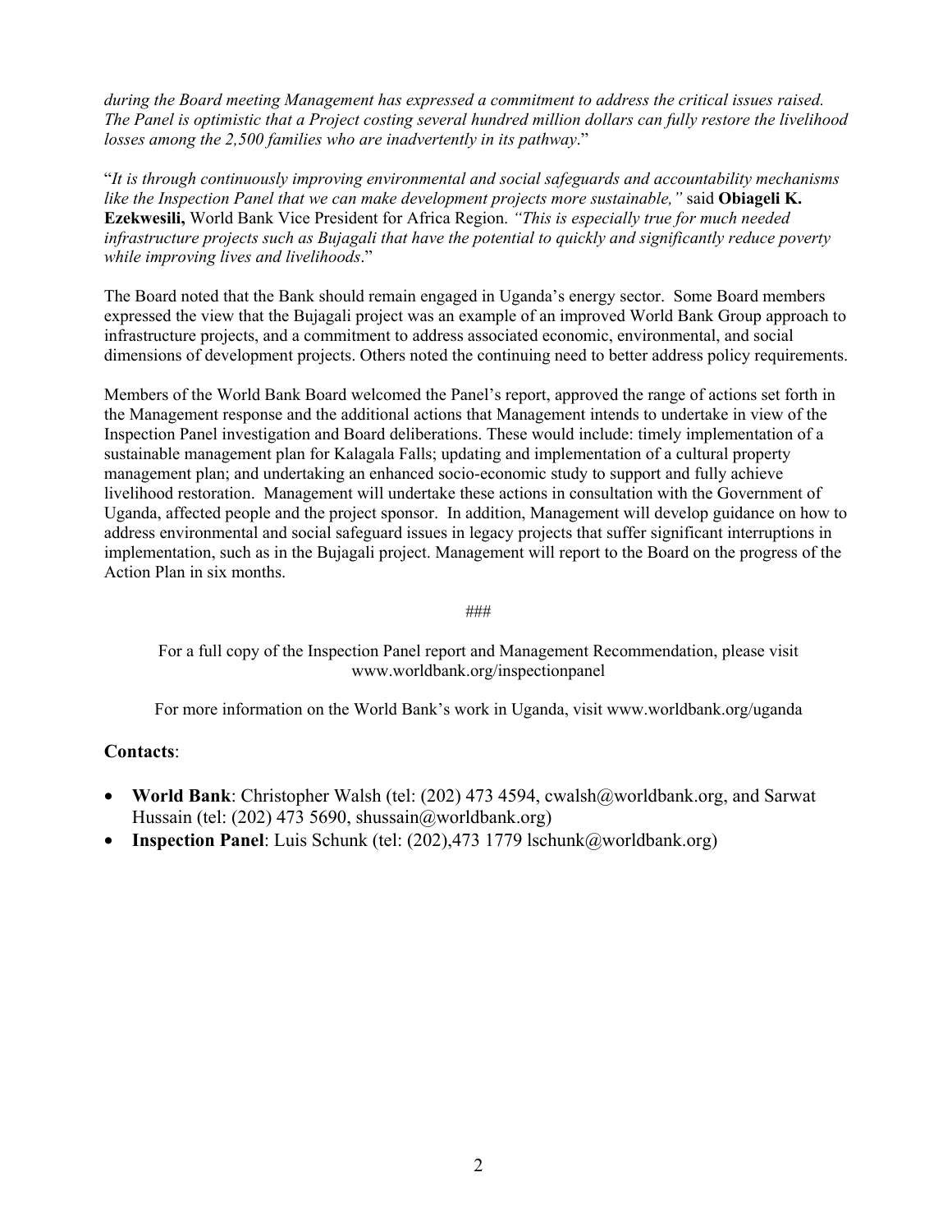*during the Board meeting Management has expressed a commitment to address the critical issues raised. The Panel is optimistic that a Project costing several hundred million dollars can fully restore the livelihood losses among the 2,500 families who are inadvertently in its pathway*."

"*It is through continuously improving environmental and social safeguards and accountability mechanisms like the Inspection Panel that we can make development projects more sustainable,"* said **Obiageli K. Ezekwesili,** World Bank Vice President for Africa Region. *"This is especially true for much needed infrastructure projects such as Bujagali that have the potential to quickly and significantly reduce poverty while improving lives and livelihoods*."

The Board noted that the Bank should remain engaged in Uganda's energy sector. Some Board members expressed the view that the Bujagali project was an example of an improved World Bank Group approach to infrastructure projects, and a commitment to address associated economic, environmental, and social dimensions of development projects. Others noted the continuing need to better address policy requirements.

Members of the World Bank Board welcomed the Panel's report, approved the range of actions set forth in the Management response and the additional actions that Management intends to undertake in view of the Inspection Panel investigation and Board deliberations. These would include: timely implementation of a sustainable management plan for Kalagala Falls; updating and implementation of a cultural property management plan; and undertaking an enhanced socio-economic study to support and fully achieve livelihood restoration. Management will undertake these actions in consultation with the Government of Uganda, affected people and the project sponsor. In addition, Management will develop guidance on how to address environmental and social safeguard issues in legacy projects that suffer significant interruptions in implementation, such as in the Bujagali project. Management will report to the Board on the progress of the Action Plan in six months.

###

For a full copy of the Inspection Panel report and Management Recommendation, please visit www.worldbank.org/inspectionpanel

For more information on the World Bank's work in Uganda, visit www.worldbank.org/uganda

**Contacts**:

- **World Bank**: Christopher Walsh (tel: (202) 473 4594, cwalsh@worldbank.org, and Sarwat Hussain (tel: (202) 473 5690, shussain@worldbank.org)
- **Inspection Panel**: Luis Schunk (tel: (202),473 1779 lschunk@worldbank.org)